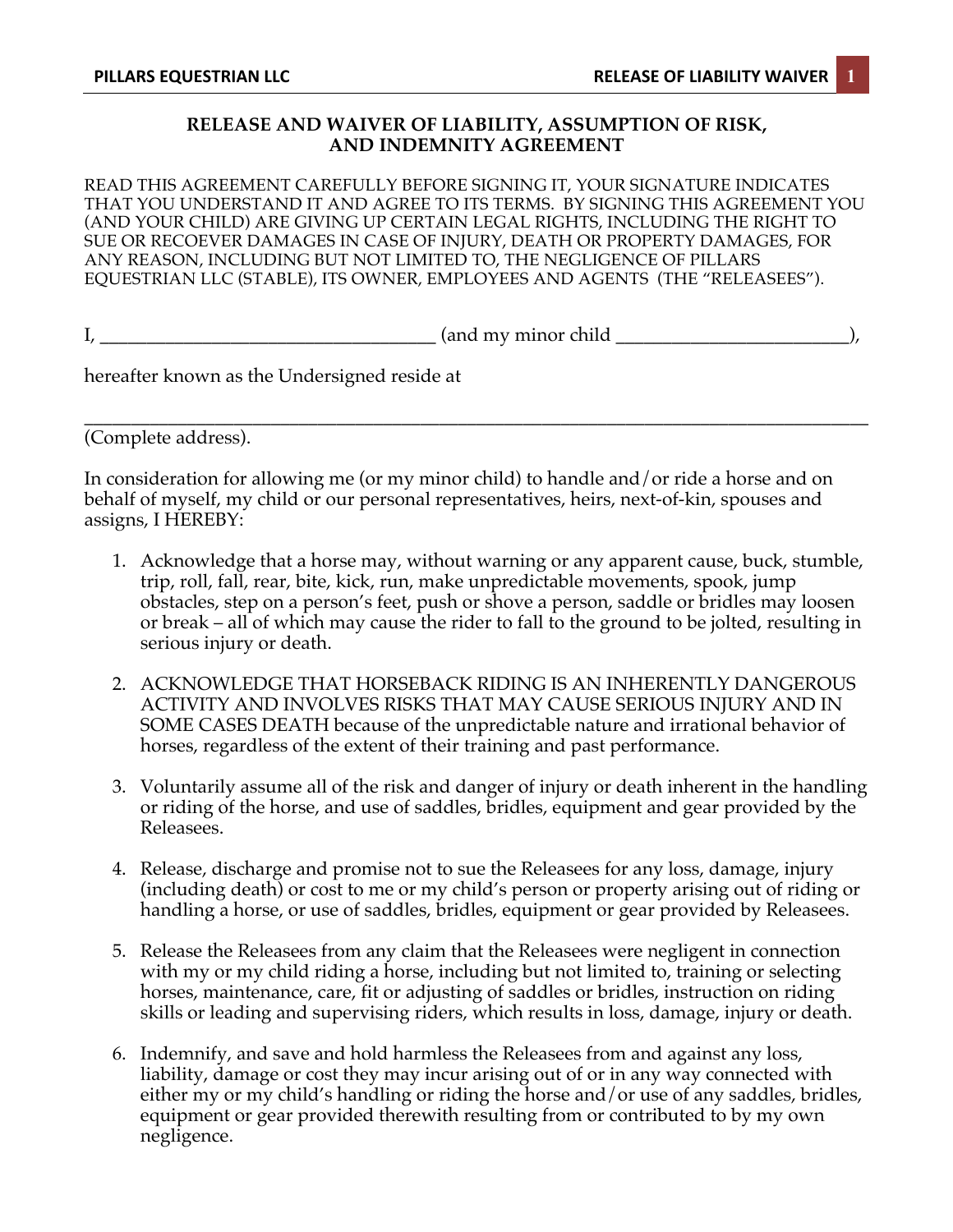## RELEASE AND WAIVER OF LIABILITY, ASSUMPTION OF RISK, AND INDEMNITY AGREEMENT

READ THIS AGREEMENT CAREFULLY BEFORE SIGNING IT, YOUR SIGNATURE INDICATES THAT YOU UNDERSTAND IT AND AGREE TO ITS TERMS. BY SIGNING THIS AGREEMENT YOU (AND YOUR CHILD) ARE GIVING UP CERTAIN LEGAL RIGHTS, INCLUDING THE RIGHT TO SUE OR RECOEVER DAMAGES IN CASE OF INJURY, DEATH OR PROPERTY DAMAGES, FOR ANY REASON, INCLUDING BUT NOT LIMITED TO, THE NEGLIGENCE OF PILLARS EQUESTRIAN LLC (STABLE), ITS OWNER, EMPLOYEES AND AGENTS (THE "RELEASEES").

I, ___________________________________ (and my minor child ________________________),

hereafter known as the Undersigned reside at

_____________________________________________________________________________________
(Complete address).

In consideration for allowing me (or my minor child) to handle and/or ride a horse and on behalf of myself, my child or our personal representatives, heirs, next-of-kin, spouses and assigns, I HEREBY:

1. Acknowledge that a horse may, without warning or any apparent cause, buck, stumble, trip, roll, fall, rear, bite, kick, run, make unpredictable movements, spook, jump obstacles, step on a person's feet, push or shove a person, saddle or bridles may loosen or break – all of which may cause the rider to fall to the ground to be jolted, resulting in serious injury or death.

2. ACKNOWLEDGE THAT HORSEBACK RIDING IS AN INHERENTLY DANGEROUS ACTIVITY AND INVOLVES RISKS THAT MAY CAUSE SERIOUS INJURY AND IN SOME CASES DEATH because of the unpredictable nature and irrational behavior of horses, regardless of the extent of their training and past performance.

3. Voluntarily assume all of the risk and danger of injury or death inherent in the handling or riding of the horse, and use of saddles, bridles, equipment and gear provided by the Releasees.

4. Release, discharge and promise not to sue the Releasees for any loss, damage, injury (including death) or cost to me or my child's person or property arising out of riding or handling a horse, or use of saddles, bridles, equipment or gear provided by Releasees.

5. Release the Releasees from any claim that the Releasees were negligent in connection with my or my child riding a horse, including but not limited to, training or selecting horses, maintenance, care, fit or adjusting of saddles or bridles, instruction on riding skills or leading and supervising riders, which results in loss, damage, injury or death.

6. Indemnify, and save and hold harmless the Releasees from and against any loss, liability, damage or cost they may incur arising out of or in any way connected with either my or my child's handling or riding the horse and/or use of any saddles, bridles, equipment or gear provided therewith resulting from or contributed to by my own negligence.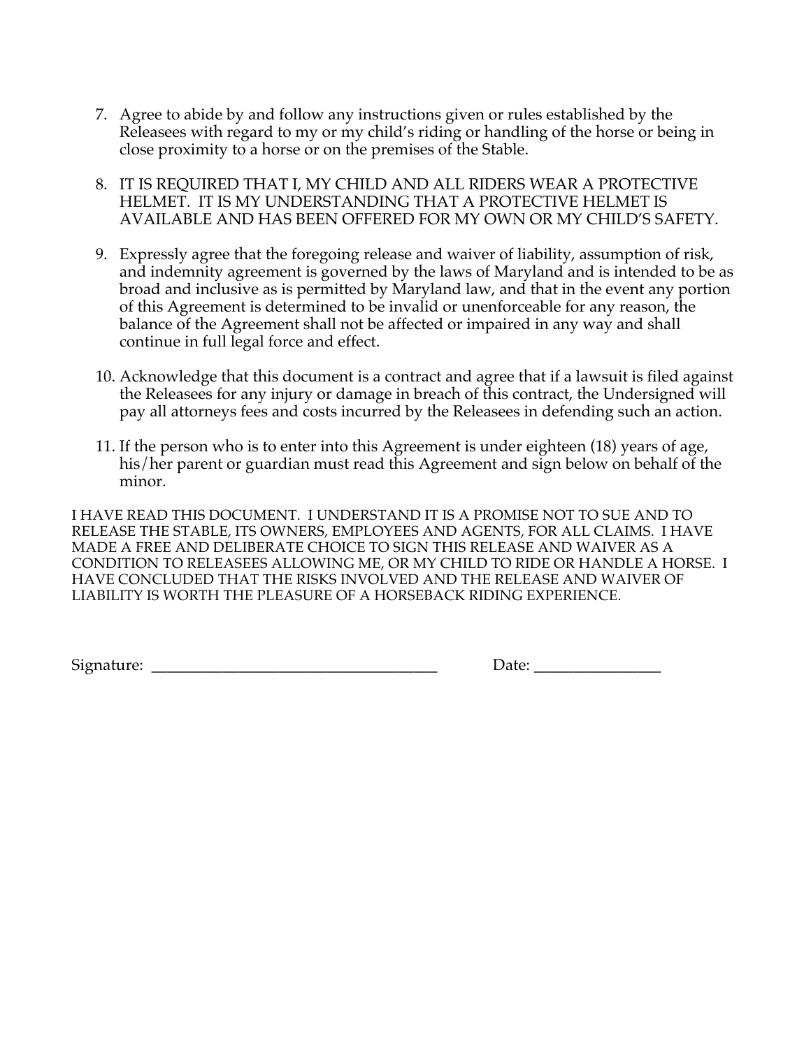7. Agree to abide by and follow any instructions given or rules established by the Releasees with regard to my or my child's riding or handling of the horse or being in close proximity to a horse or on the premises of the Stable.

8. IT IS REQUIRED THAT I, MY CHILD AND ALL RIDERS WEAR A PROTECTIVE HELMET. IT IS MY UNDERSTANDING THAT A PROTECTIVE HELMET IS AVAILABLE AND HAS BEEN OFFERED FOR MY OWN OR MY CHILD'S SAFETY.

9. Expressly agree that the foregoing release and waiver of liability, assumption of risk, and indemnity agreement is governed by the laws of Maryland and is intended to be as broad and inclusive as is permitted by Maryland law, and that in the event any portion of this Agreement is determined to be invalid or unenforceable for any reason, the balance of the Agreement shall not be affected or impaired in any way and shall continue in full legal force and effect.

10. Acknowledge that this document is a contract and agree that if a lawsuit is filed against the Releasees for any injury or damage in breach of this contract, the Undersigned will pay all attorneys fees and costs incurred by the Releasees in defending such an action.

11. If the person who is to enter into this Agreement is under eighteen (18) years of age, his/her parent or guardian must read this Agreement and sign below on behalf of the minor.

I HAVE READ THIS DOCUMENT. I UNDERSTAND IT IS A PROMISE NOT TO SUE AND TO RELEASE THE STABLE, ITS OWNERS, EMPLOYEES AND AGENTS, FOR ALL CLAIMS. I HAVE MADE A FREE AND DELIBERATE CHOICE TO SIGN THIS RELEASE AND WAIVER AS A CONDITION TO RELEASEES ALLOWING ME, OR MY CHILD TO RIDE OR HANDLE A HORSE. I HAVE CONCLUDED THAT THE RISKS INVOLVED AND THE RELEASE AND WAIVER OF LIABILITY IS WORTH THE PLEASURE OF A HORSEBACK RIDING EXPERIENCE.

Signature: ____________________________________ Date: ________________